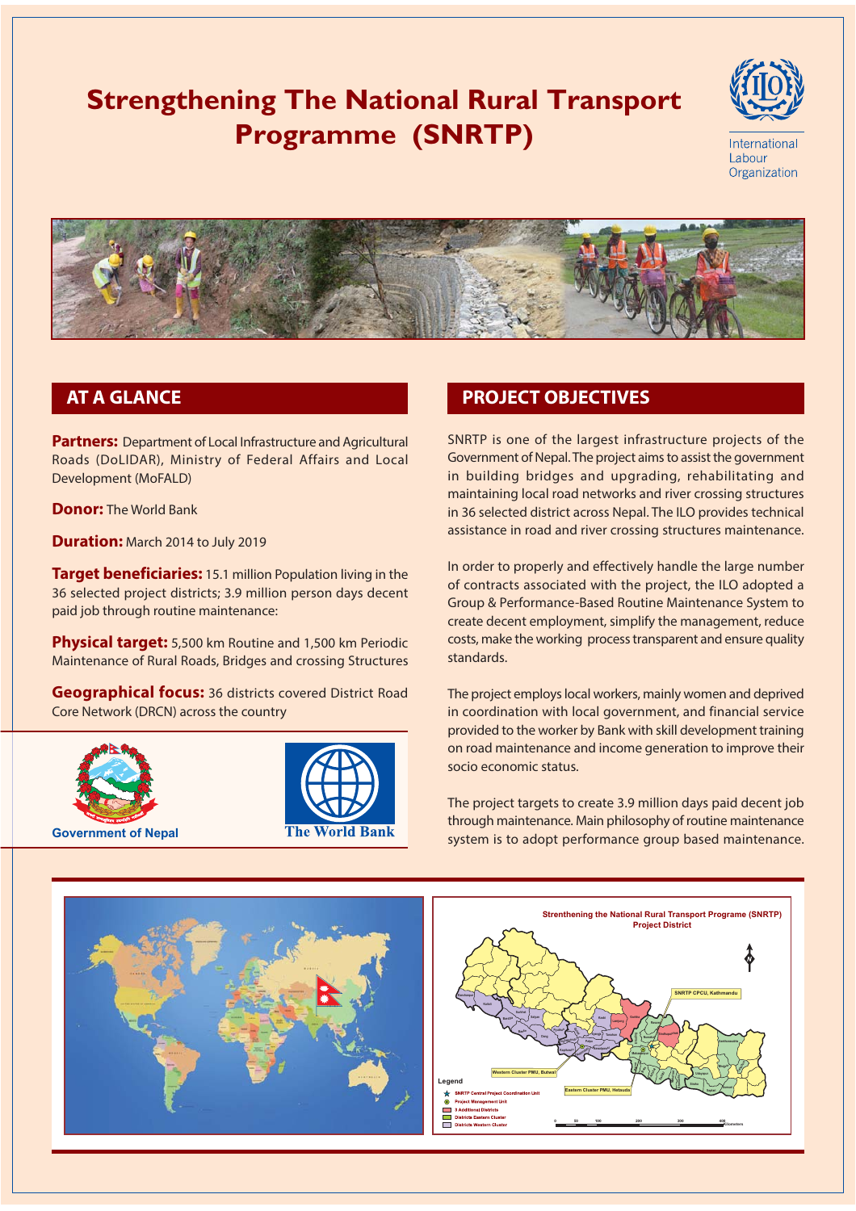# Strengthening The National Rural Transport Programme (SNRTP)

International Labour Organization

## AT A GLANCE

**Partners:** Department of Local Infrastructure and Agricultural Roads (DoLIDAR), Ministry of Federal Affairs and Local Development (MoFALD)

**Donor:** The World Bank

**Duration:** March 2014 to July 2019

**Target beneficiaries:** 15.1 million Population living in the 36 selected project districts; 3.9 million person days decent paid job through routine maintenance:

**Physical target:** 5,500 km Routine and 1,500 km Periodic Maintenance of Rural Roads, Bridges and crossing Structures

**Geographical focus:** 36 districts covered District Road Core Network (DRCN) across the country

Government of Nepal

The World Bank

## PROJECT OBJECTIVES

SNRTP is one of the largest infrastructure projects of the Government of Nepal. The project aims to assist the government in building bridges and upgrading, rehabilitating and maintaining local road networks and river crossing structures in 36 selected district across Nepal. The ILO provides technical assistance in road and river crossing structures maintenance.

In order to properly and effectively handle the large number of contracts associated with the project, the ILO adopted a Group & Performance-Based Routine Maintenance System to create decent employment, simplify the management, reduce costs, make the working process transparent and ensure quality standards.

The project employs local workers, mainly women and deprived in coordination with local government, and financial service provided to the worker by Bank with skill development training on road maintenance and income generation to improve their socio economic status.

The project targets to create 3.9 million days paid decent job through maintenance. Main philosophy of routine maintenance system is to adopt performance group based maintenance.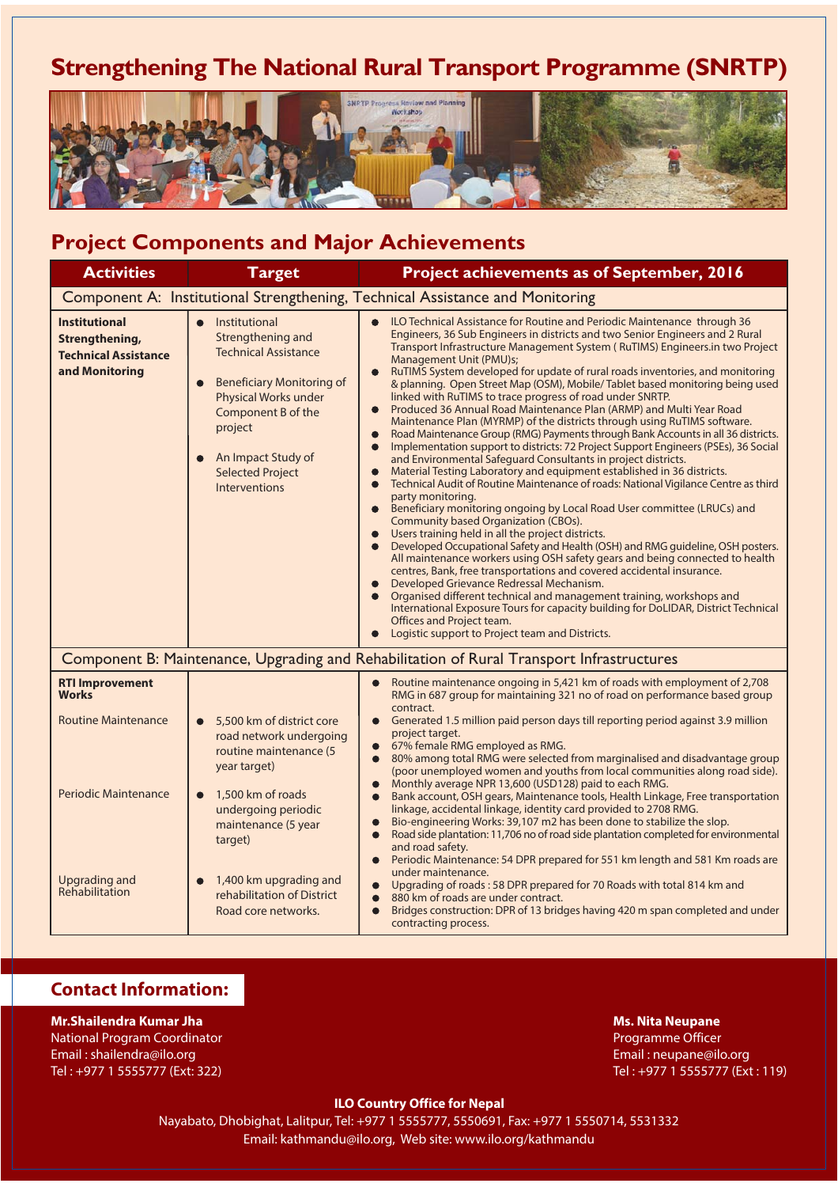# Strengthening The National Rural Transport Programme (SNRTP)

## Project Components and Major Achievements

| Activities | Target | Project achievements as of September, 2016 |
|---|---|---|
| **Component A: Institutional Strengthening, Technical Assistance and Monitoring** | | |
| **Institutional Strengthening, Technical Assistance and Monitoring** | • Institutional Strengthening and Technical Assistance<br>• Beneficiary Monitoring of Physical Works under Component B of the project<br>• An Impact Study of Selected Project Interventions | • ILO Technical Assistance for Routine and Periodic Maintenance through 36 Engineers, 36 Sub Engineers in districts and two Senior Engineers and 2 Rural Transport Infrastructure Management System ( RuTIMS) Engineers.in two Project Management Unit (PMU);<br>• RuTIMS System developed for update of rural roads inventories, and monitoring & planning. Open Street Map (OSM), Mobile/ Tablet based monitoring being used linked with RuTIMS to trace progress of road under SNRTP.<br>• Produced 36 Annual Road Maintenance Plan (ARMP) and Multi Year Road Maintenance Plan (MYRMP) of the districts through using RuTIMS software.<br>• Road Maintenance Group (RMG) Payments through Bank Accounts in all 36 districts.<br>• Implementation support to districts: 72 Project Support Engineers (PSEs), 36 Social and Environmental Safeguard Consultants in project districts.<br>• Material Testing Laboratory and equipment established in 36 districts.<br>• Technical Audit of Routine Maintenance of roads: National Vigilance Centre as third party monitoring.<br>• Beneficiary monitoring ongoing by Local Road User committee (LRUCs) and Community based Organization (CBOs).<br>• Users training held in all the project districts.<br>• Developed Occupational Safety and Health (OSH) and RMG guideline, OSH posters. All maintenance workers using OSH safety gears and being connected to health centres, Bank, free transportations and covered accidental insurance.<br>• Developed Grievance Redressal Mechanism.<br>• Organised different technical and management training, workshops and International Exposure Tours for capacity building for DoLIDAR, District Technical Offices and Project team.<br>• Logistic support to Project team and Districts. |
| **Component B: Maintenance, Upgrading and Rehabilitation of Rural Transport Infrastructures** | | |
| **RTI Improvement Works**<br><br>Routine Maintenance<br><br>Periodic Maintenance<br><br>Upgrading and Rehabilitation | • 5,500 km of district core road network undergoing routine maintenance (5 year target)<br>• 1,500 km of roads undergoing periodic maintenance (5 year target)<br>• 1,400 km upgrading and rehabilitation of District Road core networks. | • Routine maintenance ongoing in 5,421 km of roads with employment of 2,708 RMG in 687 group for maintaining 321 no of road on performance based group contract.<br>• Generated 1.5 million paid person days till reporting period against 3.9 million project target.<br>• 67% female RMG employed as RMG.<br>• 80% among total RMG were selected from marginalised and disadvantage group (poor unemployed women and youths from local communities along road side).<br>• Monthly average NPR 13,600 (USD128) paid to each RMG.<br>• Bank account, OSH gears, Maintenance tools, Health Linkage, Free transportation linkage, accidental linkage, identity card provided to 2708 RMG.<br>• Bio-engineering Works: 39,107 m2 has been done to stabilize the slop.<br>• Road side plantation: 11,706 no of road side plantation completed for environmental and road safety.<br>• Periodic Maintenance: 54 DPR prepared for 551 km length and 581 Km roads are under maintenance.<br>• Upgrading of roads : 58 DPR prepared for 70 Roads with total 814 km and<br>• 880 km of roads are under contract.<br>• Bridges construction: DPR of 13 bridges having 420 m span completed and under contracting process. |

## Contact Information:

**Mr.Shailendra Kumar Jha**
National Program Coordinator
Email : shailendra@ilo.org
Tel : +977 1 5555777 (Ext: 322)

**Ms. Nita Neupane**
Programme Officer
Email : neupane@ilo.org
Tel : +977 1 5555777 (Ext : 119)

**ILO Country Office for Nepal**
Nayabato, Dhobighat, Lalitpur, Tel: +977 1 5555777, 5550691, Fax: +977 1 5550714, 5531332
Email: kathmandu@ilo.org, Web site: www.ilo.org/kathmandu